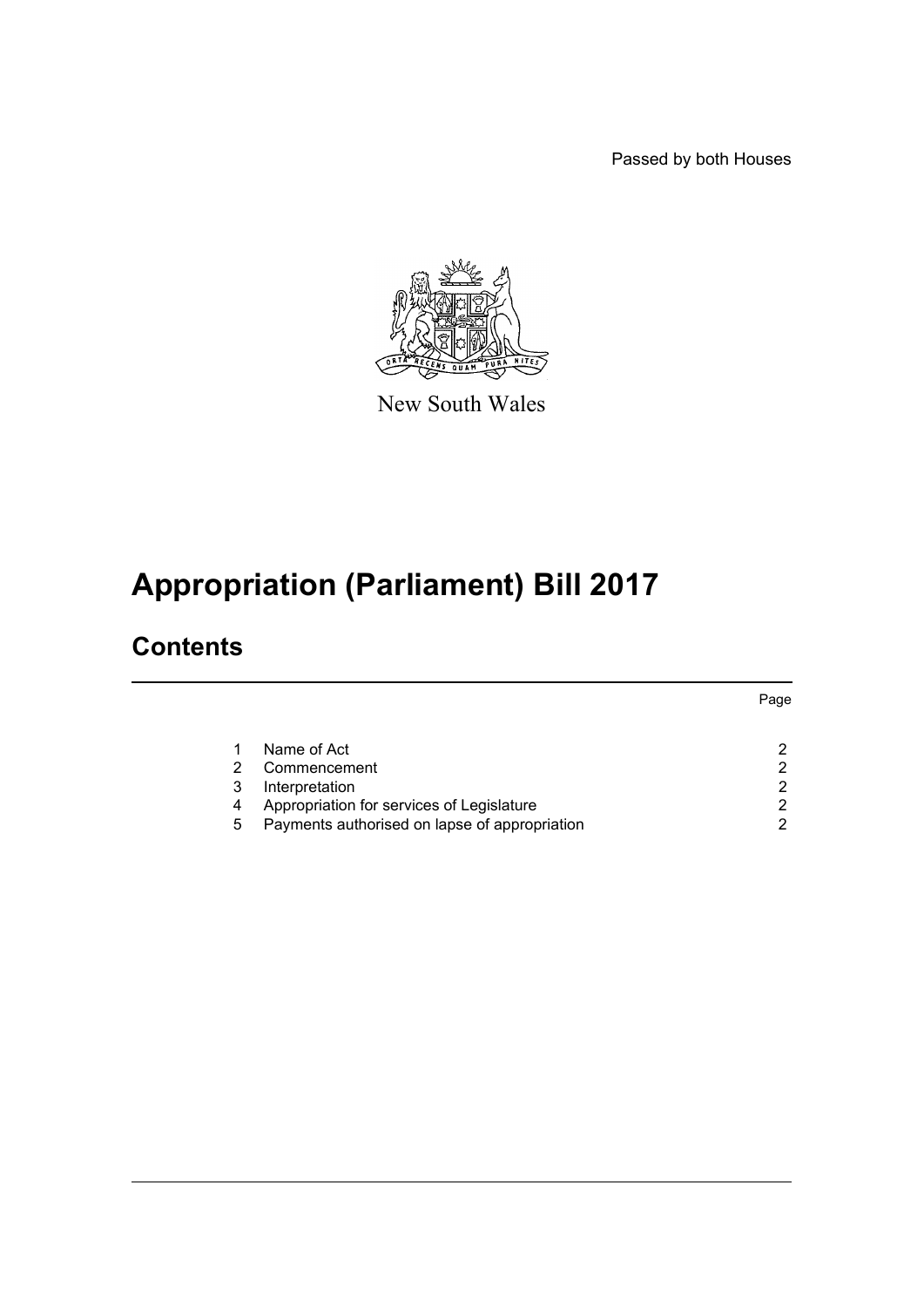Passed by both Houses

New South Wales

# Appropriation (Parliament) Bill 2017

## Contents

| | | Page |
|---|---|---|
| 1 | Name of Act | 2 |
| 2 | Commencement | 2 |
| 3 | Interpretation | 2 |
| 4 | Appropriation for services of Legislature | 2 |
| 5 | Payments authorised on lapse of appropriation | 2 |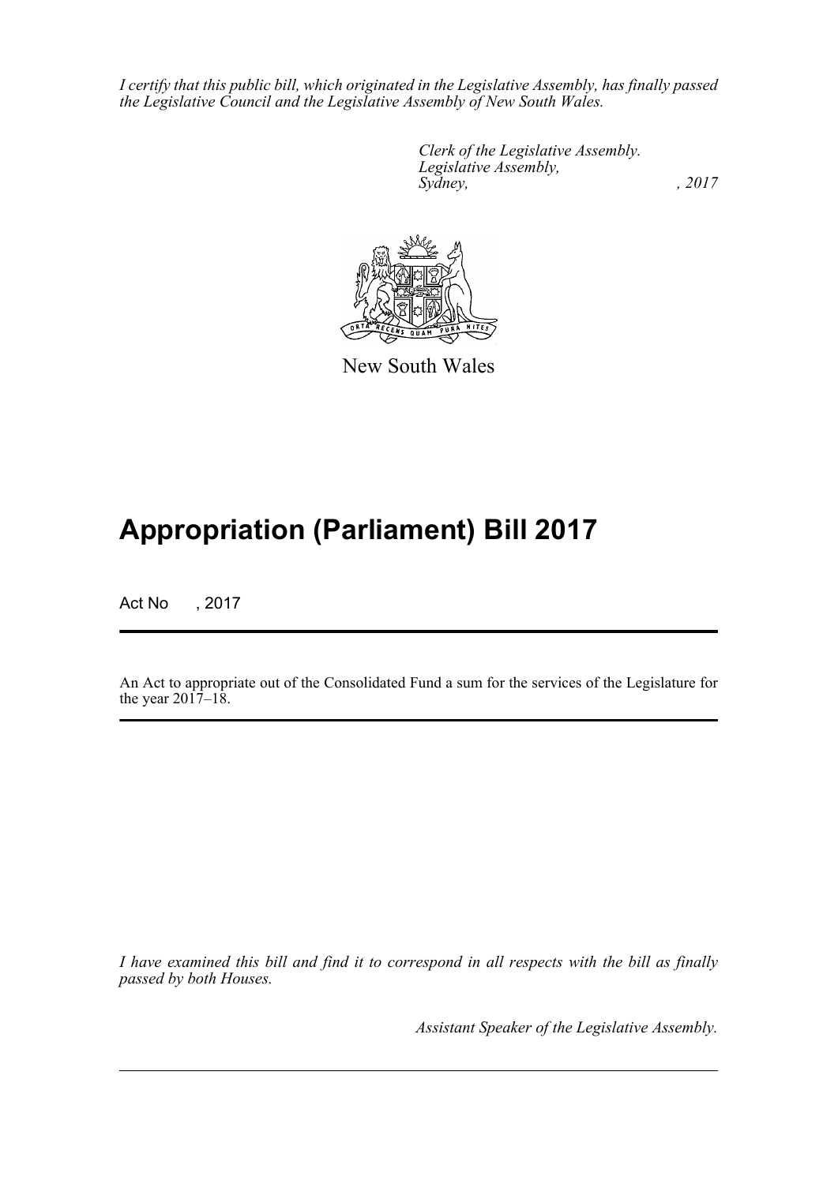*I certify that this public bill, which originated in the Legislative Assembly, has finally passed the Legislative Council and the Legislative Assembly of New South Wales.*

*Clerk of the Legislative Assembly.*
*Legislative Assembly,*
*Sydney, , 2017*

New South Wales

# Appropriation (Parliament) Bill 2017

Act No , 2017

An Act to appropriate out of the Consolidated Fund a sum for the services of the Legislature for the year 2017–18.

*I have examined this bill and find it to correspond in all respects with the bill as finally passed by both Houses.*

*Assistant Speaker of the Legislative Assembly.*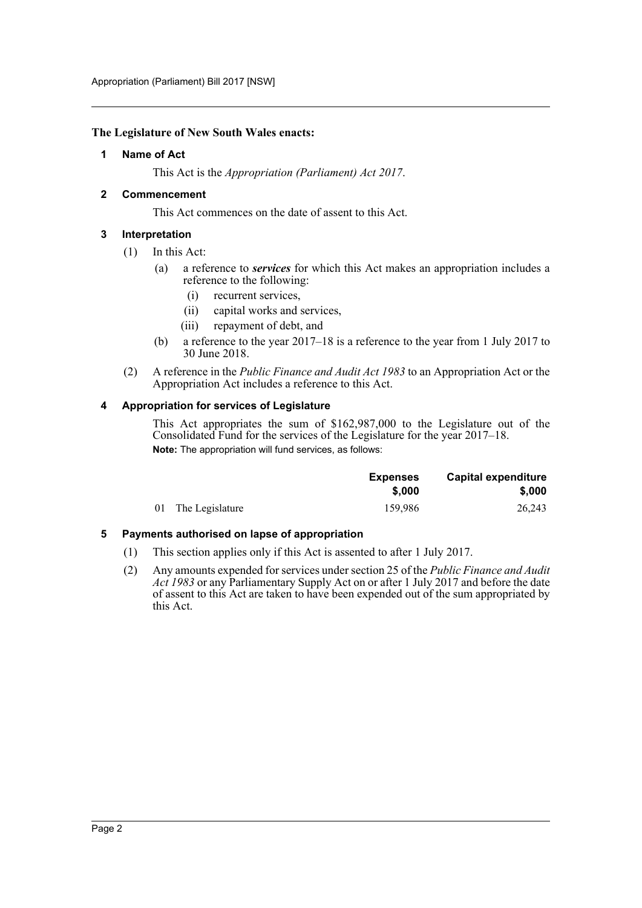**The Legislature of New South Wales enacts:**

## 1 Name of Act

This Act is the *Appropriation (Parliament) Act 2017*.

## 2 Commencement

This Act commences on the date of assent to this Act.

## 3 Interpretation

(1) In this Act:

(a) a reference to ***services*** for which this Act makes an appropriation includes a reference to the following:

(i) recurrent services,

(ii) capital works and services,

(iii) repayment of debt, and

(b) a reference to the year 2017–18 is a reference to the year from 1 July 2017 to 30 June 2018.

(2) A reference in the *Public Finance and Audit Act 1983* to an Appropriation Act or the Appropriation Act includes a reference to this Act.

## 4 Appropriation for services of Legislature

This Act appropriates the sum of $162,987,000 to the Legislature out of the Consolidated Fund for the services of the Legislature for the year 2017–18.

**Note:** The appropriation will fund services, as follows:

| | Expenses $,000 | Capital expenditure $,000 |
|---|---|---|
| 01 The Legislature | 159,986 | 26,243 |

## 5 Payments authorised on lapse of appropriation

(1) This section applies only if this Act is assented to after 1 July 2017.

(2) Any amounts expended for services under section 25 of the *Public Finance and Audit Act 1983* or any Parliamentary Supply Act on or after 1 July 2017 and before the date of assent to this Act are taken to have been expended out of the sum appropriated by this Act.